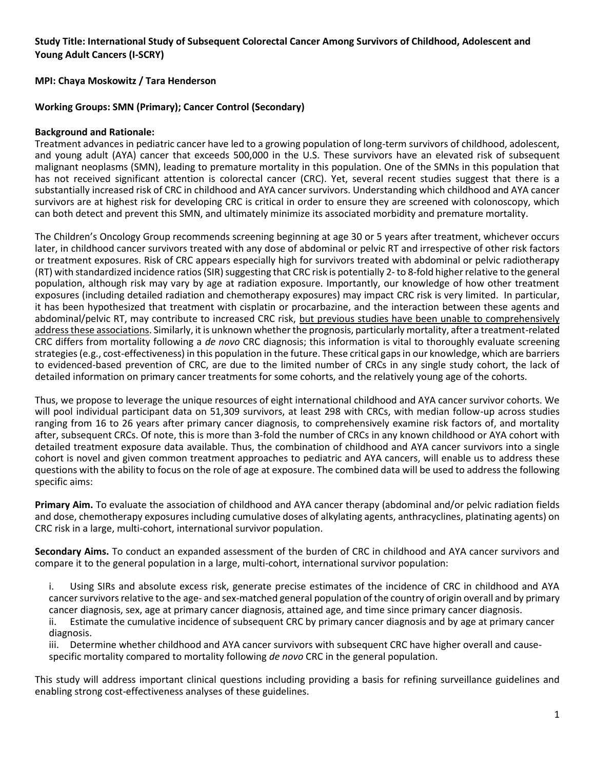**Study Title: International Study of Subsequent Colorectal Cancer Among Survivors of Childhood, Adolescent and Young Adult Cancers (I-SCRY)**

**MPI: Chaya Moskowitz / Tara Henderson**

**Working Groups: SMN (Primary); Cancer Control (Secondary)**

**Background and Rationale:**

Treatment advances in pediatric cancer have led to a growing population of long-term survivors of childhood, adolescent, and young adult (AYA) cancer that exceeds 500,000 in the U.S. These survivors have an elevated risk of subsequent malignant neoplasms (SMN), leading to premature mortality in this population. One of the SMNs in this population that has not received significant attention is colorectal cancer (CRC). Yet, several recent studies suggest that there is a substantially increased risk of CRC in childhood and AYA cancer survivors. Understanding which childhood and AYA cancer survivors are at highest risk for developing CRC is critical in order to ensure they are screened with colonoscopy, which can both detect and prevent this SMN, and ultimately minimize its associated morbidity and premature mortality.

The Children's Oncology Group recommends screening beginning at age 30 or 5 years after treatment, whichever occurs later, in childhood cancer survivors treated with any dose of abdominal or pelvic RT and irrespective of other risk factors or treatment exposures. Risk of CRC appears especially high for survivors treated with abdominal or pelvic radiotherapy (RT) with standardized incidence ratios (SIR) suggesting that CRC risk is potentially 2- to 8-fold higher relative to the general population, although risk may vary by age at radiation exposure. Importantly, our knowledge of how other treatment exposures (including detailed radiation and chemotherapy exposures) may impact CRC risk is very limited. In particular, it has been hypothesized that treatment with cisplatin or procarbazine, and the interaction between these agents and abdominal/pelvic RT, may contribute to increased CRC risk, <u>but previous studies have been unable to comprehensively address these associations</u>. Similarly, it is unknown whether the prognosis, particularly mortality, after a treatment-related CRC differs from mortality following a *de novo* CRC diagnosis; this information is vital to thoroughly evaluate screening strategies (e.g., cost-effectiveness) in this population in the future. These critical gaps in our knowledge, which are barriers to evidenced-based prevention of CRC, are due to the limited number of CRCs in any single study cohort, the lack of detailed information on primary cancer treatments for some cohorts, and the relatively young age of the cohorts.

Thus, we propose to leverage the unique resources of eight international childhood and AYA cancer survivor cohorts. We will pool individual participant data on 51,309 survivors, at least 298 with CRCs, with median follow-up across studies ranging from 16 to 26 years after primary cancer diagnosis, to comprehensively examine risk factors of, and mortality after, subsequent CRCs. Of note, this is more than 3-fold the number of CRCs in any known childhood or AYA cohort with detailed treatment exposure data available. Thus, the combination of childhood and AYA cancer survivors into a single cohort is novel and given common treatment approaches to pediatric and AYA cancers, will enable us to address these questions with the ability to focus on the role of age at exposure. The combined data will be used to address the following specific aims:

**Primary Aim.** To evaluate the association of childhood and AYA cancer therapy (abdominal and/or pelvic radiation fields and dose, chemotherapy exposures including cumulative doses of alkylating agents, anthracyclines, platinating agents) on CRC risk in a large, multi-cohort, international survivor population.

**Secondary Aims.** To conduct an expanded assessment of the burden of CRC in childhood and AYA cancer survivors and compare it to the general population in a large, multi-cohort, international survivor population:

i. Using SIRs and absolute excess risk, generate precise estimates of the incidence of CRC in childhood and AYA cancer survivors relative to the age- and sex-matched general population of the country of origin overall and by primary cancer diagnosis, sex, age at primary cancer diagnosis, attained age, and time since primary cancer diagnosis.

ii. Estimate the cumulative incidence of subsequent CRC by primary cancer diagnosis and by age at primary cancer diagnosis.

iii. Determine whether childhood and AYA cancer survivors with subsequent CRC have higher overall and cause-specific mortality compared to mortality following *de novo* CRC in the general population.

This study will address important clinical questions including providing a basis for refining surveillance guidelines and enabling strong cost-effectiveness analyses of these guidelines.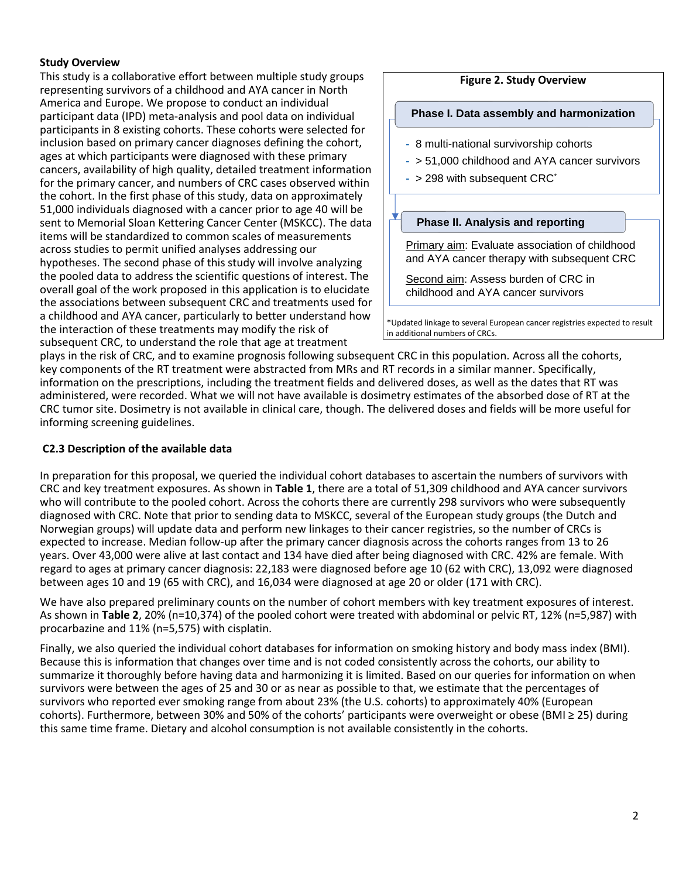**Study Overview**

This study is a collaborative effort between multiple study groups representing survivors of a childhood and AYA cancer in North America and Europe. We propose to conduct an individual participant data (IPD) meta-analysis and pool data on individual participants in 8 existing cohorts. These cohorts were selected for inclusion based on primary cancer diagnoses defining the cohort, ages at which participants were diagnosed with these primary cancers, availability of high quality, detailed treatment information for the primary cancer, and numbers of CRC cases observed within the cohort. In the first phase of this study, data on approximately 51,000 individuals diagnosed with a cancer prior to age 40 will be sent to Memorial Sloan Kettering Cancer Center (MSKCC). The data items will be standardized to common scales of measurements across studies to permit unified analyses addressing our hypotheses. The second phase of this study will involve analyzing the pooled data to address the scientific questions of interest. The overall goal of the work proposed in this application is to elucidate the associations between subsequent CRC and treatments used for a childhood and AYA cancer, particularly to better understand how the interaction of these treatments may modify the risk of subsequent CRC, to understand the role that age at treatment plays in the risk of CRC, and to examine prognosis following subsequent CRC in this population. Across all the cohorts, key components of the RT treatment were abstracted from MRs and RT records in a similar manner. Specifically, information on the prescriptions, including the treatment fields and delivered doses, as well as the dates that RT was administered, were recorded. What we will not have available is dosimetry estimates of the absorbed dose of RT at the CRC tumor site. Dosimetry is not available in clinical care, though. The delivered doses and fields will be more useful for informing screening guidelines.

**Figure 2. Study Overview**

**Phase I. Data assembly and harmonization**

- 8 multi-national survivorship cohorts
- > 51,000 childhood and AYA cancer survivors
- > 298 with subsequent CRC*

**Phase II. Analysis and reporting**

Primary aim: Evaluate association of childhood and AYA cancer therapy with subsequent CRC

Second aim: Assess burden of CRC in childhood and AYA cancer survivors

*Updated linkage to several European cancer registries expected to result in additional numbers of CRCs.

### C2.3 Description of the available data

In preparation for this proposal, we queried the individual cohort databases to ascertain the numbers of survivors with CRC and key treatment exposures. As shown in **Table 1**, there are a total of 51,309 childhood and AYA cancer survivors who will contribute to the pooled cohort. Across the cohorts there are currently 298 survivors who were subsequently diagnosed with CRC. Note that prior to sending data to MSKCC, several of the European study groups (the Dutch and Norwegian groups) will update data and perform new linkages to their cancer registries, so the number of CRCs is expected to increase. Median follow-up after the primary cancer diagnosis across the cohorts ranges from 13 to 26 years. Over 43,000 were alive at last contact and 134 have died after being diagnosed with CRC. 42% are female. With regard to ages at primary cancer diagnosis: 22,183 were diagnosed before age 10 (62 with CRC), 13,092 were diagnosed between ages 10 and 19 (65 with CRC), and 16,034 were diagnosed at age 20 or older (171 with CRC).

We have also prepared preliminary counts on the number of cohort members with key treatment exposures of interest. As shown in **Table 2**, 20% (n=10,374) of the pooled cohort were treated with abdominal or pelvic RT, 12% (n=5,987) with procarbazine and 11% (n=5,575) with cisplatin.

Finally, we also queried the individual cohort databases for information on smoking history and body mass index (BMI). Because this is information that changes over time and is not coded consistently across the cohorts, our ability to summarize it thoroughly before having data and harmonizing it is limited. Based on our queries for information on when survivors were between the ages of 25 and 30 or as near as possible to that, we estimate that the percentages of survivors who reported ever smoking range from about 23% (the U.S. cohorts) to approximately 40% (European cohorts). Furthermore, between 30% and 50% of the cohorts' participants were overweight or obese (BMI ≥ 25) during this same time frame. Dietary and alcohol consumption is not available consistently in the cohorts.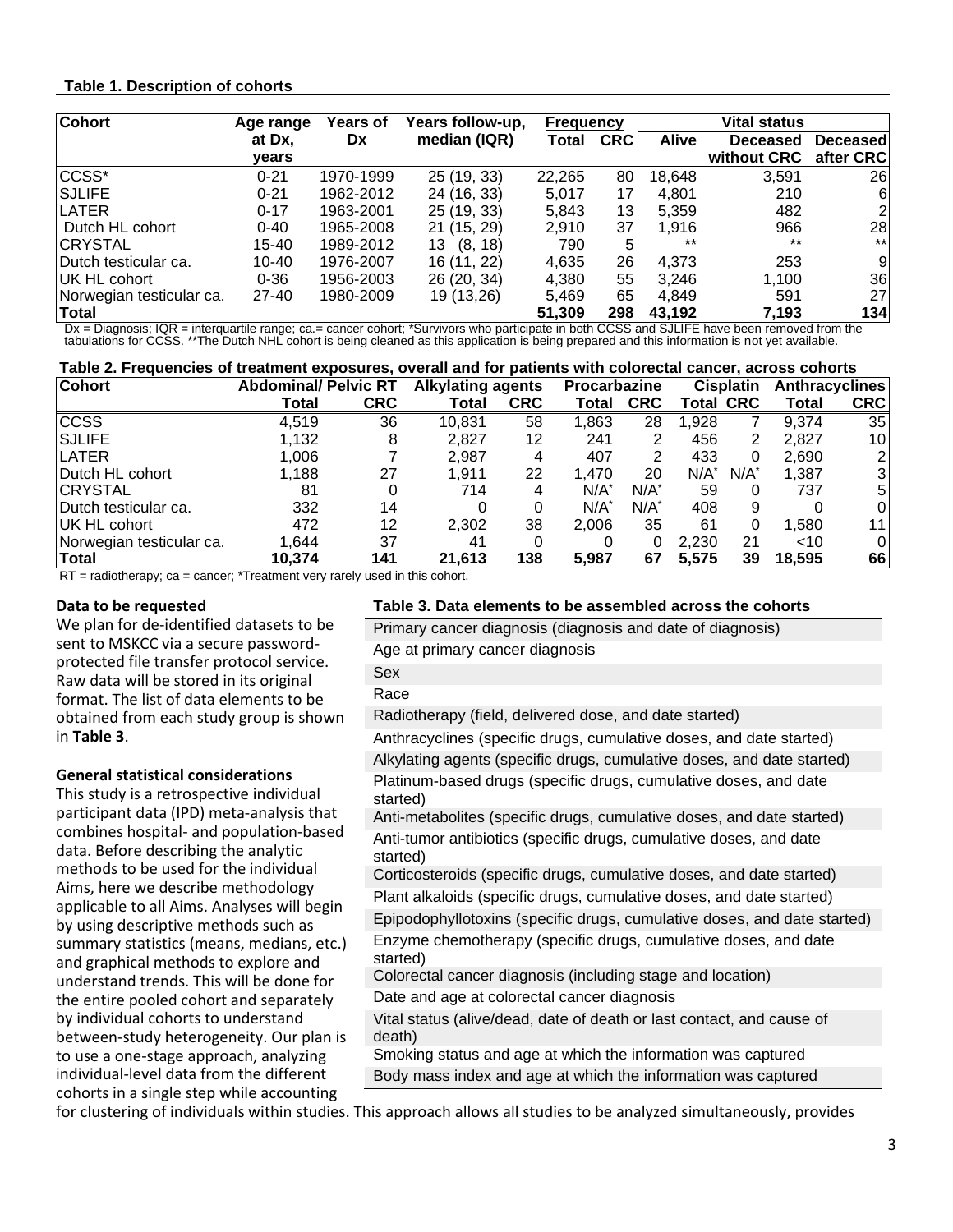**Table 1. Description of cohorts**

| Cohort | Age range at Dx, years | Years of Dx | Years follow-up, median (IQR) | Frequency | | Vital status | | |
|---|---|---|---|---|---|---|---|---|
| | | | | Total | CRC | Alive | Deceased without CRC | Deceased after CRC |
| CCSS* | 0-21 | 1970-1999 | 25 (19, 33) | 22,265 | 80 | 18,648 | 3,591 | 26 |
| SJLIFE | 0-21 | 1962-2012 | 24 (16, 33) | 5,017 | 17 | 4,801 | 210 | 6 |
| LATER | 0-17 | 1963-2001 | 25 (19, 33) | 5,843 | 13 | 5,359 | 482 | 2 |
| Dutch HL cohort | 0-40 | 1965-2008 | 21 (15, 29) | 2,910 | 37 | 1,916 | 966 | 28 |
| CRYSTAL | 15-40 | 1989-2012 | 13 (8, 18) | 790 | 5 | ** | ** | ** |
| Dutch testicular ca. | 10-40 | 1976-2007 | 16 (11, 22) | 4,635 | 26 | 4,373 | 253 | 9 |
| UK HL cohort | 0-36 | 1956-2003 | 26 (20, 34) | 4,380 | 55 | 3,246 | 1,100 | 36 |
| Norwegian testicular ca. | 27-40 | 1980-2009 | 19 (13,26) | 5,469 | 65 | 4,849 | 591 | 27 |
| **Total** | | | | **51,309** | **298** | **43,192** | **7,193** | **134** |

Dx = Diagnosis; IQR = interquartile range; ca.= cancer cohort; *Survivors who participate in both CCSS and SJLIFE have been removed from the tabulations for CCSS. **The Dutch NHL cohort is being cleaned as this application is being prepared and this information is not yet available.

**Table 2. Frequencies of treatment exposures, overall and for patients with colorectal cancer, across cohorts**

| Cohort | Abdominal/ Pelvic RT | | Alkylating agents | | Procarbazine | | Cisplatin | | Anthracyclines | |
|---|---|---|---|---|---|---|---|---|---|---|
| | Total | CRC | Total | CRC | Total | CRC | Total | CRC | Total | CRC |
| CCSS | 4,519 | 36 | 10,831 | 58 | 1,863 | 28 | 1,928 | 7 | 9,374 | 35 |
| SJLIFE | 1,132 | 8 | 2,827 | 12 | 241 | 2 | 456 | 2 | 2,827 | 10 |
| LATER | 1,006 | 7 | 2,987 | 4 | 407 | 2 | 433 | 0 | 2,690 | 2 |
| Dutch HL cohort | 1,188 | 27 | 1,911 | 22 | 1,470 | 20 | N/A* | N/A* | 1,387 | 3 |
| CRYSTAL | 81 | 0 | 714 | 4 | N/A* | N/A* | 59 | 0 | 737 | 5 |
| Dutch testicular ca. | 332 | 14 | 0 | 0 | N/A* | N/A* | 408 | 9 | 0 | 0 |
| UK HL cohort | 472 | 12 | 2,302 | 38 | 2,006 | 35 | 61 | 0 | 1,580 | 11 |
| Norwegian testicular ca. | 1,644 | 37 | 41 | 0 | 0 | 0 | 2,230 | 21 | <10 | 0 |
| **Total** | **10,374** | **141** | **21,613** | **138** | **5,987** | **67** | **5,575** | **39** | **18,595** | **66** |

RT = radiotherapy; ca = cancer; *Treatment very rarely used in this cohort.

**Data to be requested**

We plan for de-identified datasets to be sent to MSKCC via a secure password-protected file transfer protocol service. Raw data will be stored in its original format. The list of data elements to be obtained from each study group is shown in **Table 3**.

**Table 3. Data elements to be assembled across the cohorts**

| |
|---|
| Primary cancer diagnosis (diagnosis and date of diagnosis) |
| Age at primary cancer diagnosis |
| Sex |
| Race |
| Radiotherapy (field, delivered dose, and date started) |
| Anthracyclines (specific drugs, cumulative doses, and date started) |
| Alkylating agents (specific drugs, cumulative doses, and date started) |
| Platinum-based drugs (specific drugs, cumulative doses, and date started) |
| Anti-metabolites (specific drugs, cumulative doses, and date started) |
| Anti-tumor antibiotics (specific drugs, cumulative doses, and date started) |
| Corticosteroids (specific drugs, cumulative doses, and date started) |
| Plant alkaloids (specific drugs, cumulative doses, and date started) |
| Epipodophyllotoxins (specific drugs, cumulative doses, and date started) |
| Enzyme chemotherapy (specific drugs, cumulative doses, and date started) |
| Colorectal cancer diagnosis (including stage and location) |
| Date and age at colorectal cancer diagnosis |
| Vital status (alive/dead, date of death or last contact, and cause of death) |
| Smoking status and age at which the information was captured |
| Body mass index and age at which the information was captured |

**General statistical considerations**

This study is a retrospective individual participant data (IPD) meta-analysis that combines hospital- and population-based data. Before describing the analytic methods to be used for the individual Aims, here we describe methodology applicable to all Aims. Analyses will begin by using descriptive methods such as summary statistics (means, medians, etc.) and graphical methods to explore and understand trends. This will be done for the entire pooled cohort and separately by individual cohorts to understand between-study heterogeneity. Our plan is to use a one-stage approach, analyzing individual-level data from the different cohorts in a single step while accounting for clustering of individuals within studies. This approach allows all studies to be analyzed simultaneously, provides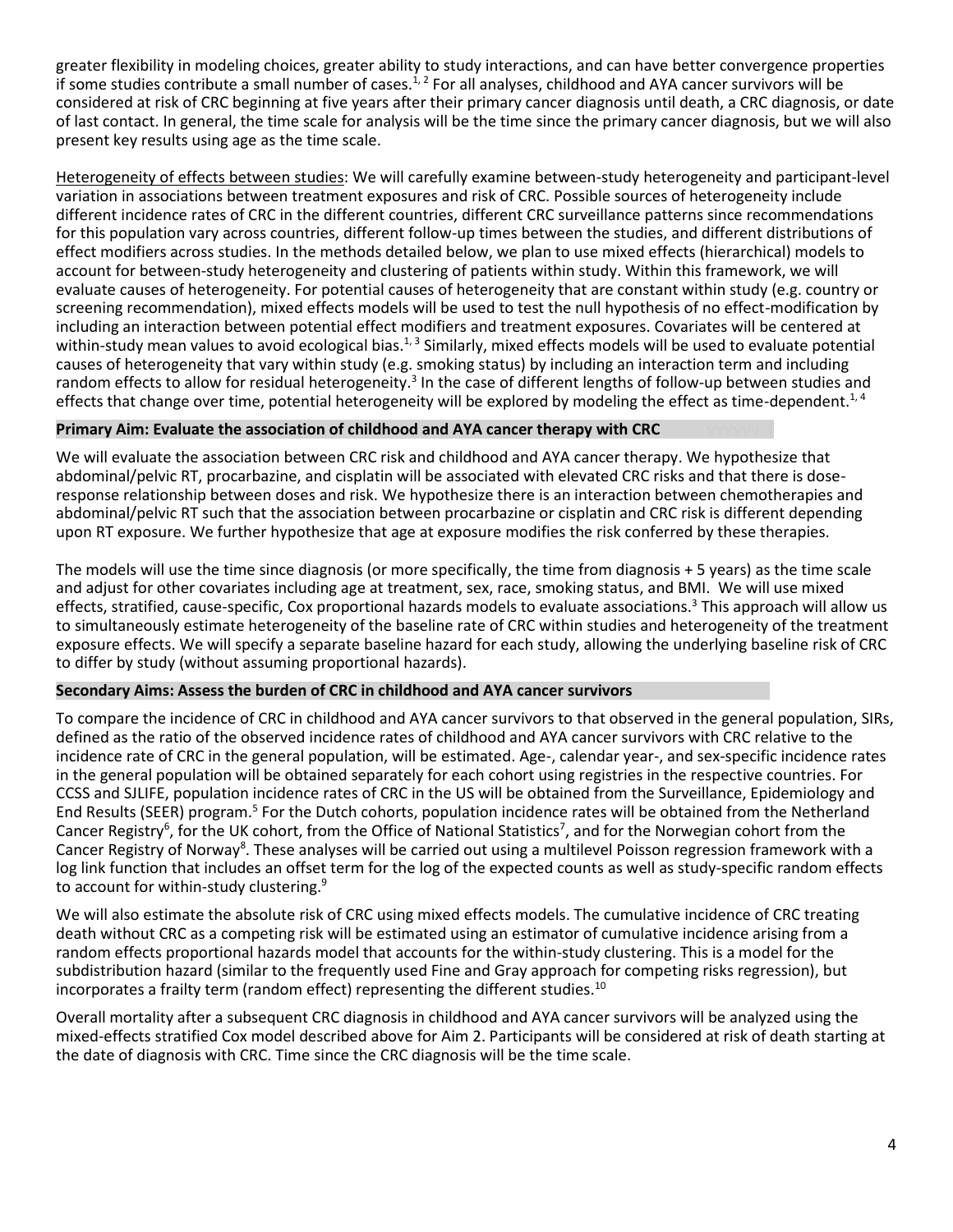greater flexibility in modeling choices, greater ability to study interactions, and can have better convergence properties if some studies contribute a small number of cases.[1, 2] For all analyses, childhood and AYA cancer survivors will be considered at risk of CRC beginning at five years after their primary cancer diagnosis until death, a CRC diagnosis, or date of last contact. In general, the time scale for analysis will be the time since the primary cancer diagnosis, but we will also present key results using age as the time scale.

Heterogeneity of effects between studies: We will carefully examine between-study heterogeneity and participant-level variation in associations between treatment exposures and risk of CRC. Possible sources of heterogeneity include different incidence rates of CRC in the different countries, different CRC surveillance patterns since recommendations for this population vary across countries, different follow-up times between the studies, and different distributions of effect modifiers across studies. In the methods detailed below, we plan to use mixed effects (hierarchical) models to account for between-study heterogeneity and clustering of patients within study. Within this framework, we will evaluate causes of heterogeneity. For potential causes of heterogeneity that are constant within study (e.g. country or screening recommendation), mixed effects models will be used to test the null hypothesis of no effect-modification by including an interaction between potential effect modifiers and treatment exposures. Covariates will be centered at within-study mean values to avoid ecological bias.[1, 3] Similarly, mixed effects models will be used to evaluate potential causes of heterogeneity that vary within study (e.g. smoking status) by including an interaction term and including random effects to allow for residual heterogeneity.[3] In the case of different lengths of follow-up between studies and effects that change over time, potential heterogeneity will be explored by modeling the effect as time-dependent.[1, 4]

### Primary Aim: Evaluate the association of childhood and AYA cancer therapy with CRC

We will evaluate the association between CRC risk and childhood and AYA cancer therapy. We hypothesize that abdominal/pelvic RT, procarbazine, and cisplatin will be associated with elevated CRC risks and that there is dose-response relationship between doses and risk. We hypothesize there is an interaction between chemotherapies and abdominal/pelvic RT such that the association between procarbazine or cisplatin and CRC risk is different depending upon RT exposure. We further hypothesize that age at exposure modifies the risk conferred by these therapies.

The models will use the time since diagnosis (or more specifically, the time from diagnosis + 5 years) as the time scale and adjust for other covariates including age at treatment, sex, race, smoking status, and BMI. We will use mixed effects, stratified, cause-specific, Cox proportional hazards models to evaluate associations.[3] This approach will allow us to simultaneously estimate heterogeneity of the baseline rate of CRC within studies and heterogeneity of the treatment exposure effects. We will specify a separate baseline hazard for each study, allowing the underlying baseline risk of CRC to differ by study (without assuming proportional hazards).

### Secondary Aims: Assess the burden of CRC in childhood and AYA cancer survivors

To compare the incidence of CRC in childhood and AYA cancer survivors to that observed in the general population, SIRs, defined as the ratio of the observed incidence rates of childhood and AYA cancer survivors with CRC relative to the incidence rate of CRC in the general population, will be estimated. Age-, calendar year-, and sex-specific incidence rates in the general population will be obtained separately for each cohort using registries in the respective countries. For CCSS and SJLIFE, population incidence rates of CRC in the US will be obtained from the Surveillance, Epidemiology and End Results (SEER) program.[5] For the Dutch cohorts, population incidence rates will be obtained from the Netherland Cancer Registry[6], for the UK cohort, from the Office of National Statistics[7], and for the Norwegian cohort from the Cancer Registry of Norway[8]. These analyses will be carried out using a multilevel Poisson regression framework with a log link function that includes an offset term for the log of the expected counts as well as study-specific random effects to account for within-study clustering.[9]

We will also estimate the absolute risk of CRC using mixed effects models. The cumulative incidence of CRC treating death without CRC as a competing risk will be estimated using an estimator of cumulative incidence arising from a random effects proportional hazards model that accounts for the within-study clustering. This is a model for the subdistribution hazard (similar to the frequently used Fine and Gray approach for competing risks regression), but incorporates a frailty term (random effect) representing the different studies.[10]

Overall mortality after a subsequent CRC diagnosis in childhood and AYA cancer survivors will be analyzed using the mixed-effects stratified Cox model described above for Aim 2. Participants will be considered at risk of death starting at the date of diagnosis with CRC. Time since the CRC diagnosis will be the time scale.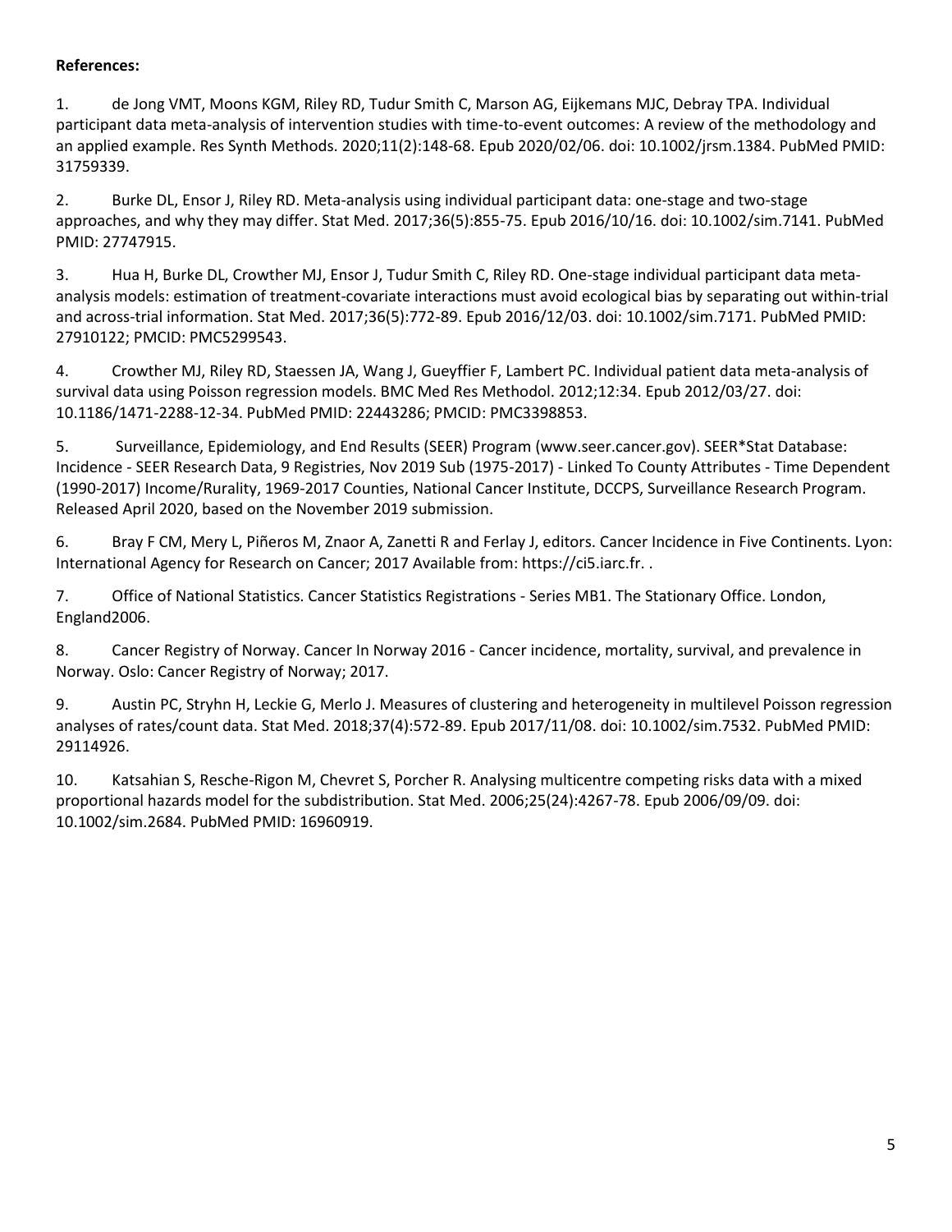**References:**

1. de Jong VMT, Moons KGM, Riley RD, Tudur Smith C, Marson AG, Eijkemans MJC, Debray TPA. Individual participant data meta-analysis of intervention studies with time-to-event outcomes: A review of the methodology and an applied example. Res Synth Methods. 2020;11(2):148-68. Epub 2020/02/06. doi: 10.1002/jrsm.1384. PubMed PMID: 31759339.

2. Burke DL, Ensor J, Riley RD. Meta-analysis using individual participant data: one-stage and two-stage approaches, and why they may differ. Stat Med. 2017;36(5):855-75. Epub 2016/10/16. doi: 10.1002/sim.7141. PubMed PMID: 27747915.

3. Hua H, Burke DL, Crowther MJ, Ensor J, Tudur Smith C, Riley RD. One-stage individual participant data meta-analysis models: estimation of treatment-covariate interactions must avoid ecological bias by separating out within-trial and across-trial information. Stat Med. 2017;36(5):772-89. Epub 2016/12/03. doi: 10.1002/sim.7171. PubMed PMID: 27910122; PMCID: PMC5299543.

4. Crowther MJ, Riley RD, Staessen JA, Wang J, Gueyffier F, Lambert PC. Individual patient data meta-analysis of survival data using Poisson regression models. BMC Med Res Methodol. 2012;12:34. Epub 2012/03/27. doi: 10.1186/1471-2288-12-34. PubMed PMID: 22443286; PMCID: PMC3398853.

5. Surveillance, Epidemiology, and End Results (SEER) Program (www.seer.cancer.gov). SEER*Stat Database: Incidence - SEER Research Data, 9 Registries, Nov 2019 Sub (1975-2017) - Linked To County Attributes - Time Dependent (1990-2017) Income/Rurality, 1969-2017 Counties, National Cancer Institute, DCCPS, Surveillance Research Program. Released April 2020, based on the November 2019 submission.

6. Bray F CM, Mery L, Piñeros M, Znaor A, Zanetti R and Ferlay J, editors. Cancer Incidence in Five Continents. Lyon: International Agency for Research on Cancer; 2017 Available from: https://ci5.iarc.fr. .

7. Office of National Statistics. Cancer Statistics Registrations - Series MB1. The Stationary Office. London, England2006.

8. Cancer Registry of Norway. Cancer In Norway 2016 - Cancer incidence, mortality, survival, and prevalence in Norway. Oslo: Cancer Registry of Norway; 2017.

9. Austin PC, Stryhn H, Leckie G, Merlo J. Measures of clustering and heterogeneity in multilevel Poisson regression analyses of rates/count data. Stat Med. 2018;37(4):572-89. Epub 2017/11/08. doi: 10.1002/sim.7532. PubMed PMID: 29114926.

10. Katsahian S, Resche-Rigon M, Chevret S, Porcher R. Analysing multicentre competing risks data with a mixed proportional hazards model for the subdistribution. Stat Med. 2006;25(24):4267-78. Epub 2006/09/09. doi: 10.1002/sim.2684. PubMed PMID: 16960919.